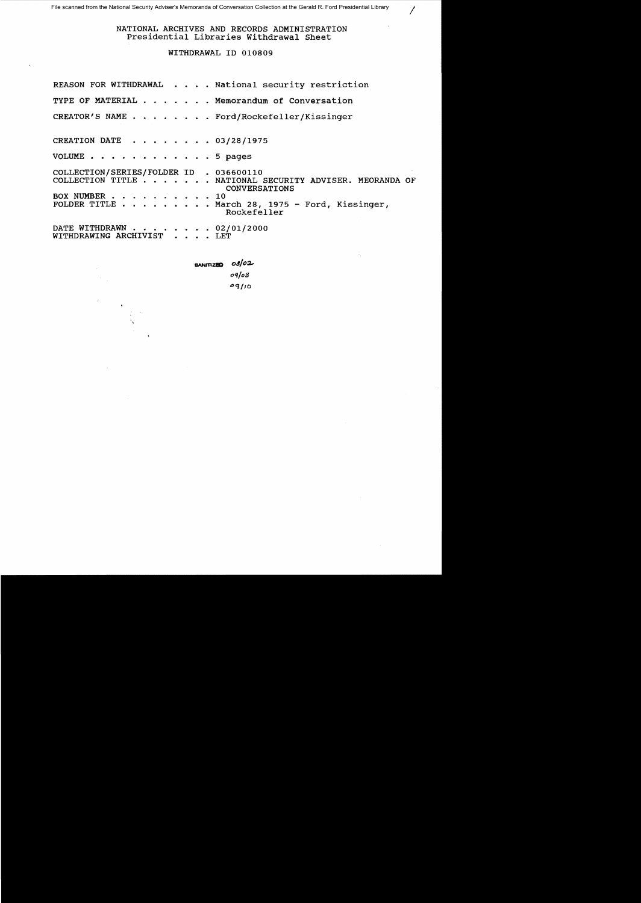File scanned from the National Security Adviser's Memoranda of Conversation Collection at the Gerald R. Ford Presidential Library

NATIONAL ARCHIVES AND RECORDS ADMINISTRATION
Presidential Libraries Withdrawal Sheet

WITHDRAWAL ID 010809

REASON FOR WITHDRAWAL . . . . National security restriction

TYPE OF MATERIAL . . . . . . . Memorandum of Conversation

CREATOR'S NAME . . . . . . . . Ford/Rockefeller/Kissinger

CREATION DATE . . . . . . . . 03/28/1975

VOLUME . . . . . . . . . . . . 5 pages

COLLECTION/SERIES/FOLDER ID . 036600110
COLLECTION TITLE . . . . . . . NATIONAL SECURITY ADVISER. MEORANDA OF CONVERSATIONS
BOX NUMBER . . . . . . . . . . 10
FOLDER TITLE . . . . . . . . . March 28, 1975 - Ford, Kissinger, Rockefeller

DATE WITHDRAWN . . . . . . . . 02/01/2000
WITHDRAWING ARCHIVIST . . . . LET

SANITIZED 08/02
09/03
09/10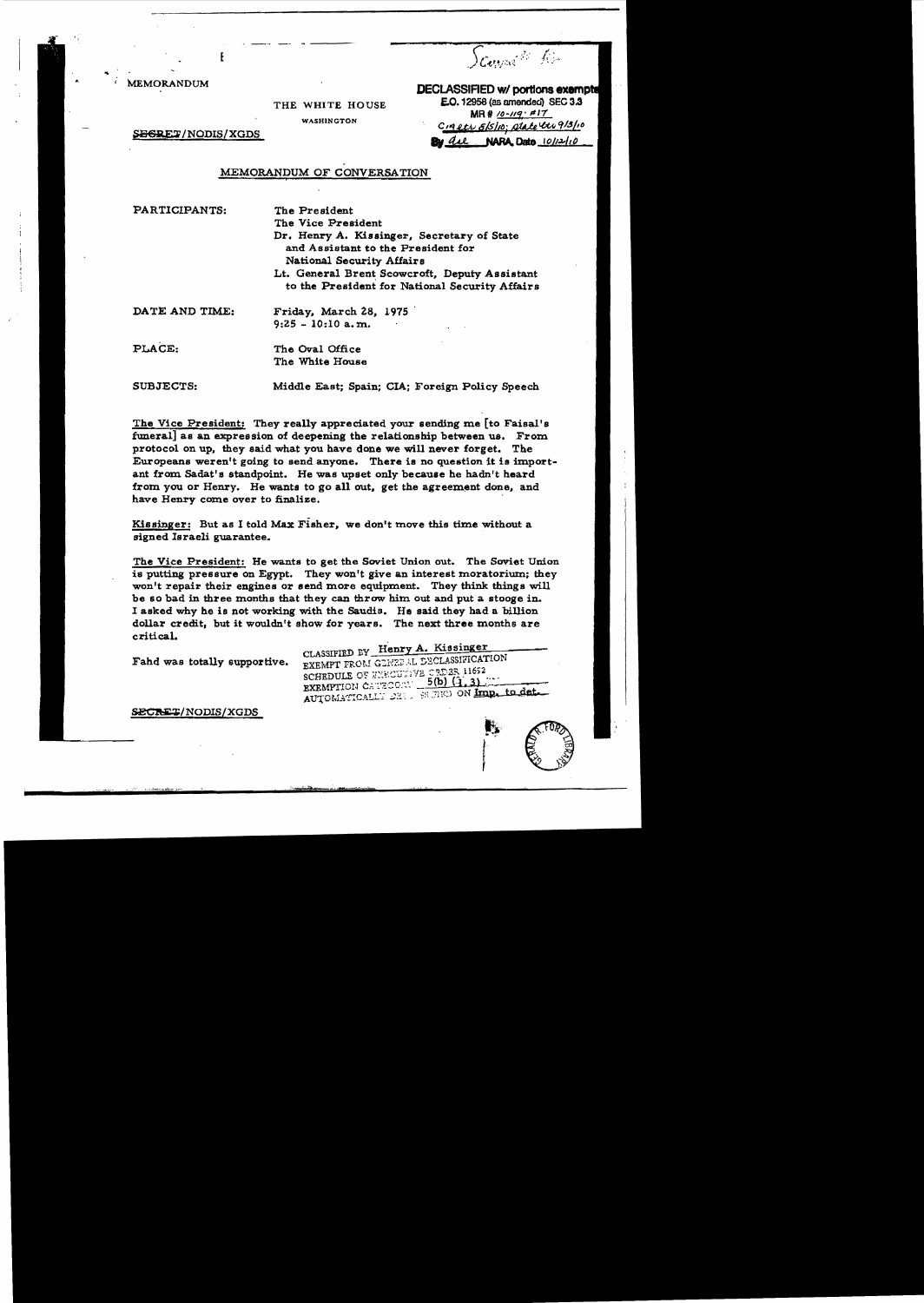MEMORANDUM

THE WHITE HOUSE

WASHINGTON

SECRET/NODIS/XGDS

DECLASSIFIED w/ portions exempt
E.O. 12958 (as amended) SEC 3.3
MR # 10-119; #17
CIA ltr 8/5/10; State ltr 9/3/10
By dal NARA, Date 10/12/10

## MEMORANDUM OF CONVERSATION

PARTICIPANTS: The President
The Vice President
Dr. Henry A. Kissinger, Secretary of State and Assistant to the President for National Security Affairs
Lt. General Brent Scowcroft, Deputy Assistant to the President for National Security Affairs

DATE AND TIME: Friday, March 28, 1975
9:25 - 10:10 a.m.

PLACE: The Oval Office
The White House

SUBJECTS: Middle East; Spain; CIA; Foreign Policy Speech

The Vice President: They really appreciated your sending me [to Faisal's funeral] as an expression of deepening the relationship between us. From protocol on up, they said what you have done we will never forget. The Europeans weren't going to send anyone. There is no question it is important from Sadat's standpoint. He was upset only because he hadn't heard from you or Henry. He wants to go all out, get the agreement done, and have Henry come over to finalize.

Kissinger: But as I told Max Fisher, we don't move this time without a signed Israeli guarantee.

The Vice President: He wants to get the Soviet Union out. The Soviet Union is putting pressure on Egypt. They won't give an interest moratorium; they won't repair their engines or send more equipment. They think things will be so bad in three months that they can throw him out and put a stooge in. I asked why he is not working with the Saudis. He said they had a billion dollar credit, but it wouldn't show for years. The next three months are critical.

Fahd was totally supportive.

CLASSIFIED BY Henry A. Kissinger
EXEMPT FROM GENERAL DECLASSIFICATION
SCHEDULE OF EXECUTIVE ORDER 11652
EXEMPTION CATEGORY 5(b) (1, 3)
AUTOMATICALLY DECLASSIFIED ON Imp. to det.

SECRET/NODIS/XGDS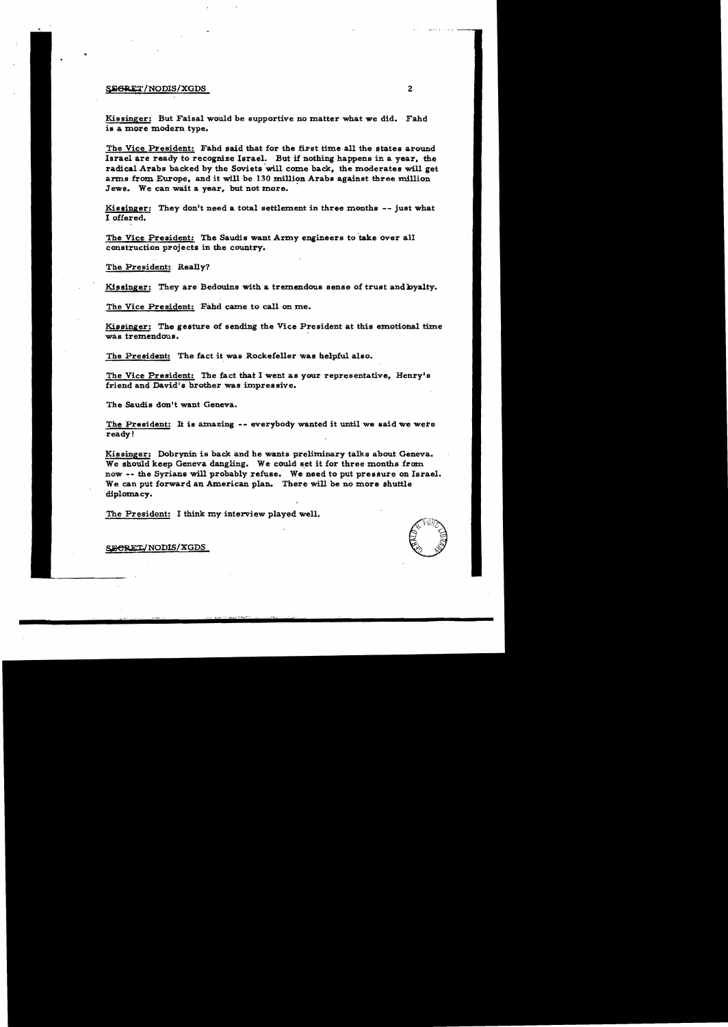Kissinger: But Faisal would be supportive no matter what we did. Fahd is a more modern type.

The Vice President: Fahd said that for the first time all the states around Israel are ready to recognize Israel. But if nothing happens in a year, the radical Arabs backed by the Soviets will come back, the moderates will get arms from Europe, and it will be 130 million Arabs against three million Jews. We can wait a year, but not more.

Kissinger: They don't need a total settlement in three months -- just what I offered.

The Vice President: The Saudis want Army engineers to take over all construction projects in the country.

The President: Really?

Kissinger: They are Bedouins with a tremendous sense of trust and loyalty.

The Vice President: Fahd came to call on me.

Kissinger: The gesture of sending the Vice President at this emotional time was tremendous.

The President: The fact it was Rockefeller was helpful also.

The Vice President: The fact that I went as your representative, Henry's friend and David's brother was impressive.

The Saudis don't want Geneva.

The President: It is amazing -- everybody wanted it until we said we were ready!

Kissinger: Dobrynin is back and he wants preliminary talks about Geneva. We should keep Geneva dangling. We could set it for three months from now -- the Syrians will probably refuse. We need to put pressure on Israel. We can put forward an American plan. There will be no more shuttle diplomacy.

The President: I think my interview played well.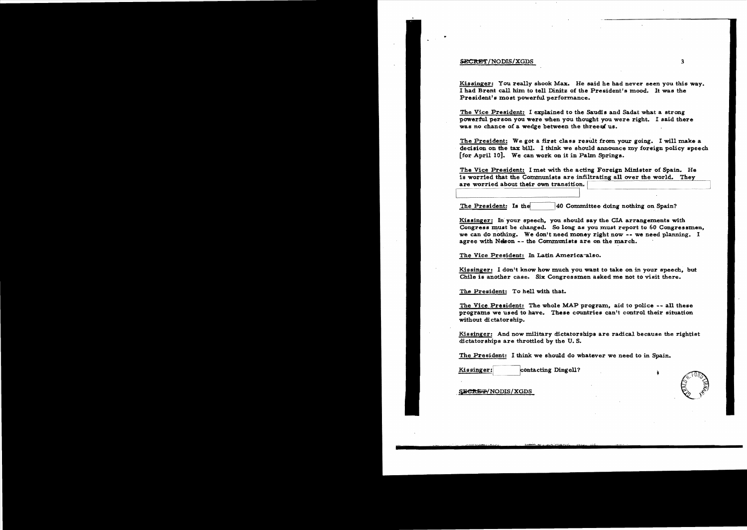SECRET/NODIS/XGDS

Kissinger: You really shook Max. He said he had never seen you this way. I had Brent call him to tell Dinitz of the President's mood. It was the President's most powerful performance.

The Vice President: I explained to the Saudis and Sadat what a strong powerful person you were when you thought you were right. I said there was no chance of a wedge between the three of us.

The President: We got a first class result from your going. I will make a decision on the tax bill. I think we should announce my foreign policy speech [for April 10]. We can work on it in Palm Springs.

The Vice President: I met with the acting Foreign Minister of Spain. He is worried that the Communists are infiltrating all over the world. They are worried about their own transition. [redacted]

The President: Is the [redacted] 40 Committee doing nothing on Spain?

Kissinger: In your speech, you should say the CIA arrangements with Congress must be changed. So long as you must report to 60 Congressmen, we can do nothing. We don't need money right now -- we need planning. I agree with Nelson -- the Communists are on the march.

The Vice President: In Latin America also.

Kissinger: I don't know how much you want to take on in your speech, but Chile is another case. Six Congressmen asked me not to visit there.

The President: To hell with that.

The Vice President: The whole MAP program, aid to police -- all these programs we used to have. These countries can't control their situation without dictatorship.

Kissinger: And now military dictatorships are radical because the rightist dictatorships are throttled by the U.S.

The President: I think we should do whatever we need to in Spain.

Kissinger: [redacted] contacting Dingell?

SECRET/NODIS/XGDS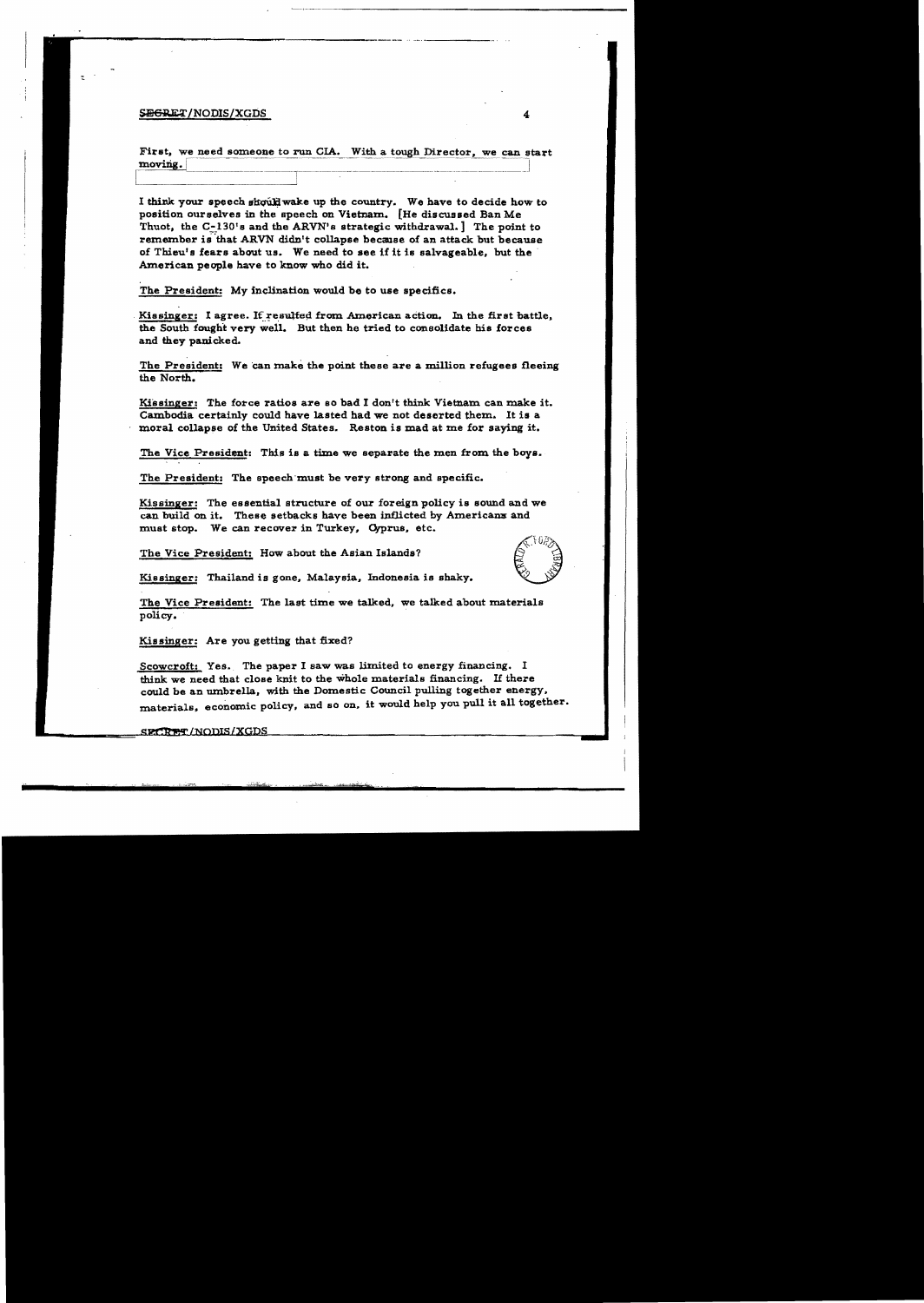First, we need someone to run CIA. With a tough Director, we can start moving.

I think your speech should wake up the country. We have to decide how to position ourselves in the speech on Vietnam. [He discussed Ban Me Thuot, the C-130's and the ARVN's strategic withdrawal.] The point to remember is that ARVN didn't collapse because of an attack but because of Thieu's fears about us. We need to see if it is salvageable, but the American people have to know who did it.

The President: My inclination would be to use specifics.

Kissinger: I agree. It resulted from American action. In the first battle, the South fought very well. But then he tried to consolidate his forces and they panicked.

The President: We can make the point these are a million refugees fleeing the North.

Kissinger: The force ratios are so bad I don't think Vietnam can make it. Cambodia certainly could have lasted had we not deserted them. It is a moral collapse of the United States. Reston is mad at me for saying it.

The Vice President: This is a time we separate the men from the boys.

The President: The speech must be very strong and specific.

Kissinger: The essential structure of our foreign policy is sound and we can build on it. These setbacks have been inflicted by Americans and must stop. We can recover in Turkey, Cyprus, etc.

The Vice President: How about the Asian Islands?

Kissinger: Thailand is gone, Malaysia, Indonesia is shaky.

The Vice President: The last time we talked, we talked about materials policy.

Kissinger: Are you getting that fixed?

Scowcroft: Yes. The paper I saw was limited to energy financing. I think we need that close knit to the whole materials financing. If there could be an umbrella, with the Domestic Council pulling together energy, materials, economic policy, and so on, it would help you pull it all together.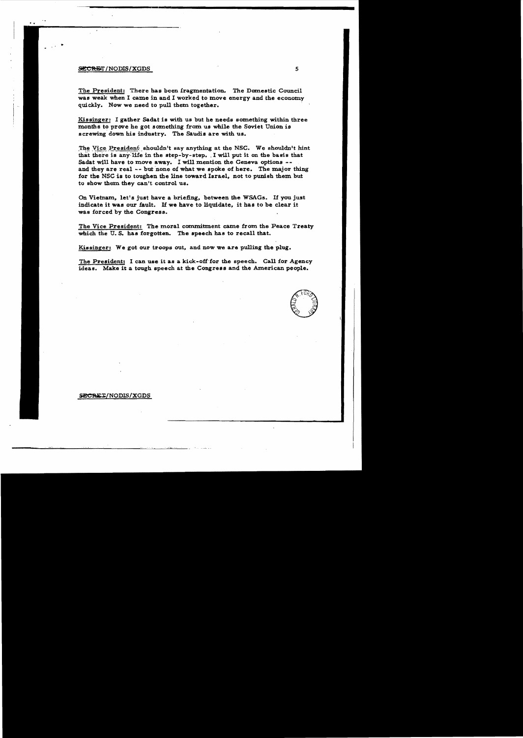The President: There has been fragmentation. The Domestic Council was weak when I came in and I worked to move energy and the economy quickly. Now we need to pull them together.

Kissinger: I gather Sadat is with us but he needs something within three months to prove he got something from us while the Soviet Union is screwing down his industry. The Saudis are with us.

The Vice President shouldn't say anything at the NSC. We shouldn't hint that there is any life in the step-by-step. I will put it on the basis that Sadat will have to move away. I will mention the Geneva options -- and they are real -- but none of what we spoke of here. The major thing for the NSC is to toughen the line toward Israel, not to punish them but to show them they can't control us.

On Vietnam, let's just have a briefing, between the WSAGs. If you just indicate it was our fault. If we have to liquidate, it has to be clear it was forced by the Congress.

The Vice President: The moral commitment came from the Peace Treaty which the U. S. has forgotten. The speech has to recall that.

Kissinger: We got our troops out, and now we are pulling the plug.

The President: I can use it as a kick-off for the speech. Call for Agency ideas. Make it a tough speech at the Congress and the American people.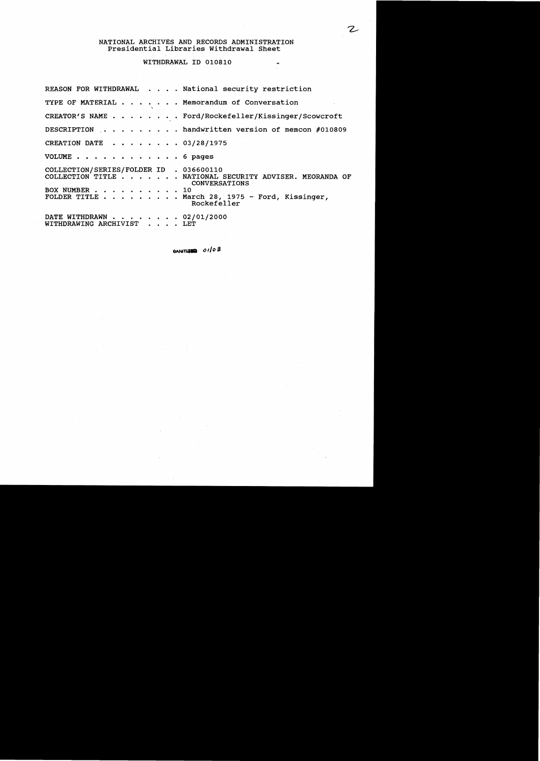NATIONAL ARCHIVES AND RECORDS ADMINISTRATION
Presidential Libraries Withdrawal Sheet

WITHDRAWAL ID 010810

REASON FOR WITHDRAWAL . . . . National security restriction

TYPE OF MATERIAL . . . . . . . Memorandum of Conversation

CREATOR'S NAME . . . . . . . . Ford/Rockefeller/Kissinger/Scowcroft

DESCRIPTION . . . . . . . . . handwritten version of memcon #010809

CREATION DATE . . . . . . . . 03/28/1975

VOLUME . . . . . . . . . . . . 6 pages

COLLECTION/SERIES/FOLDER ID . 036600110
COLLECTION TITLE . . . . . . . NATIONAL SECURITY ADVISER. MEORANDA OF CONVERSATIONS
BOX NUMBER . . . . . . . . . . 10
FOLDER TITLE . . . . . . . . . March 28, 1975 - Ford, Kissinger, Rockefeller

DATE WITHDRAWN . . . . . . . . 02/01/2000
WITHDRAWING ARCHIVIST . . . . LET

SANITIZED 01/08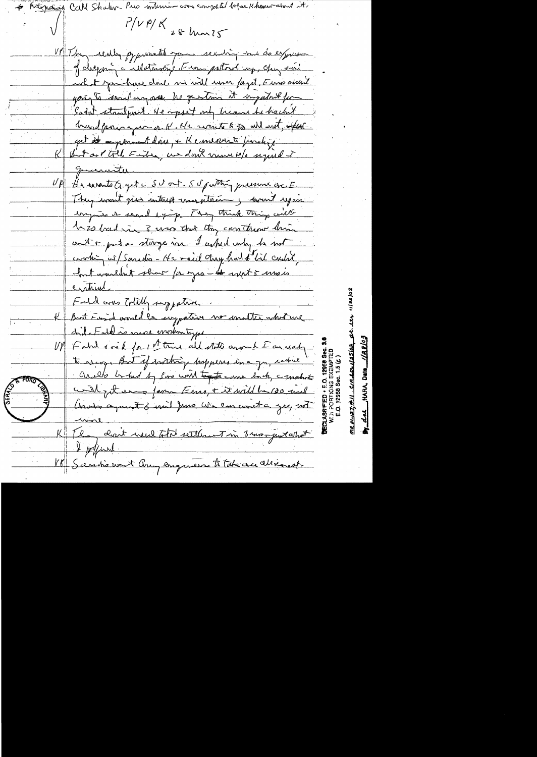\* Ask to call Shalev - Pres intention was communicated before Kissinger talked about it.

P/VP/K 28 Mar 75

VP They really appreciated your sending me as expression of supporting a relationship. Ewing patted up, They said what you have done we will never forget. Evans wasn't going to send anyone. He questioned it important for Sadat standpoint. He upset only because he hadn't heard from you or K. He wants to go all out, afterward get it agreement done, & K comments favorably.

K But as I told Evans, we don't move w/o signal I guarantee.

VP He wants to get a SU out. SU putting pressure on E. They won't give interest moratorium, & won't repair engines or send equip. They think things will be so bad in 3 mos that they can throw him out & put a stooge in. I asked why he not working w/ Saudis - He said they had the cash, but wouldn't show for you - & next 3 mos is critical.

Fahd was totally supportive.

K But Faisal would be supportive no matter what we did. Fahd is more modern type.

VP Fahd said for 1st time all state around I am ready to move. But if nothing happens in a year, radical Arabs & backed by Sov will take over back, & moderates will get rid from Evans, & it will be 1930 and Arabs against 3 mil Jews. We can wait a year, not more.

K They don't need total settlement in 3 mos - just what I offered.

VP Saudis want Army engineers to take over all & cost.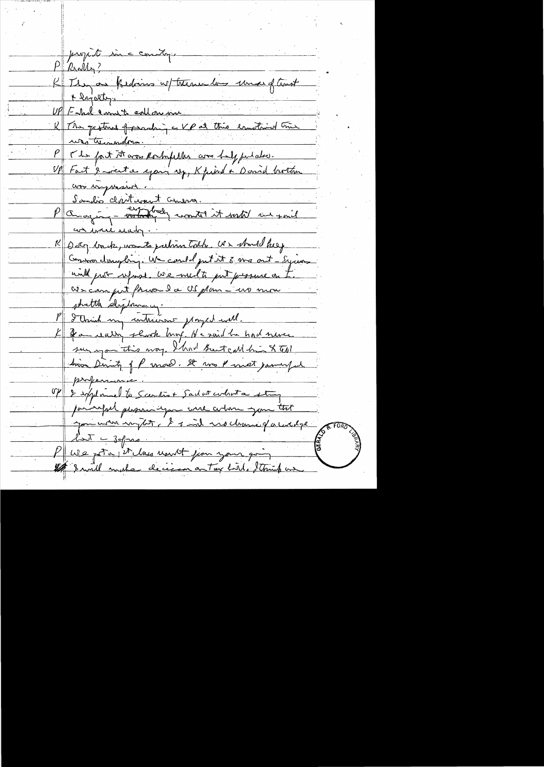project in a country.

P Really?

K They are Bedouins w/ tremendous sense of trust & loyalty.

VP Fahd wants to call on me.

K The gesture of sending a VP at this emotional time was tremendous.

P The fact it was Rockefeller was helpful also.

VP Fact I went a year ago, K friend & David brother was impressive.

Saudis don't want Geneva.

P Amazing — everybody wanted it until we said we were ready.

K Dobry back, wants resume talks. We should keep Geneva dangling. We could put it 3 mos out — Syrians will push ahead. We must put pressure on I. We can put forward a US plan — no more shuttle diplomacy.

P I think my interviews played well.

K You really shook him up. He said he had never seen you this way. I had Scent call him & tell him Dinitz of P mood. It was P most powerful performance.

VP I explained to Saudis & Sadat what a strong powerful person you were & how you felt you were right, & I said no chance of a wedge but — 3 for —

P We got a [?] Mansfield [?] you going [?] I will make decision on Tax bill. I think on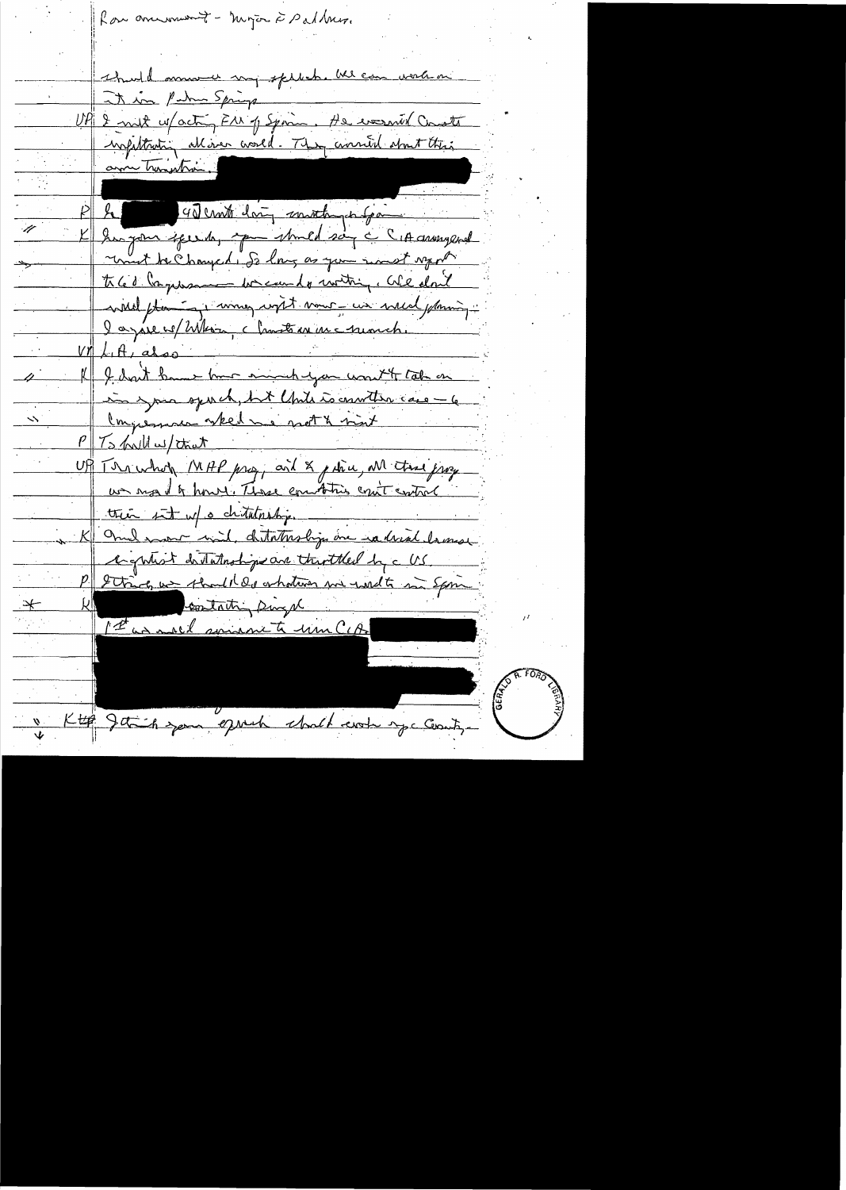Ron announcement - Major & Aldhous.

should announce my speech. We can work on it in Palm Springs

VP I met w/ acting FM of Spain. He assured Costa infiltrating all over world. They concerned about their own transition.

P

P It [redacted] 40 cents doing nothing for you

K In your speech, you should say the CIA aid must be changed. So long as you must report to Congress we can do nothing. We don't need planning; money right now - we need planning. I agree w/ Wilson, Church are in a hurry.

VP L.A. also

K I don't know how much you want to talk on in your speech, but Chile is another case - the Congressmen asked me not to visit.

P I'll hold w/ that

VP In which MAP prog. aid & police, all this prog. was made to honor. These countries can't control their internal w/o dictatorships.

K And now with dictatorships are a dead loss because rightist dictatorships are throttled by the US.

P I think we should do whatever we need to in Spain.

K [redacted] contacting Ruegg(?)

I'd need someone to run CIA

K I think your speech should work up the Country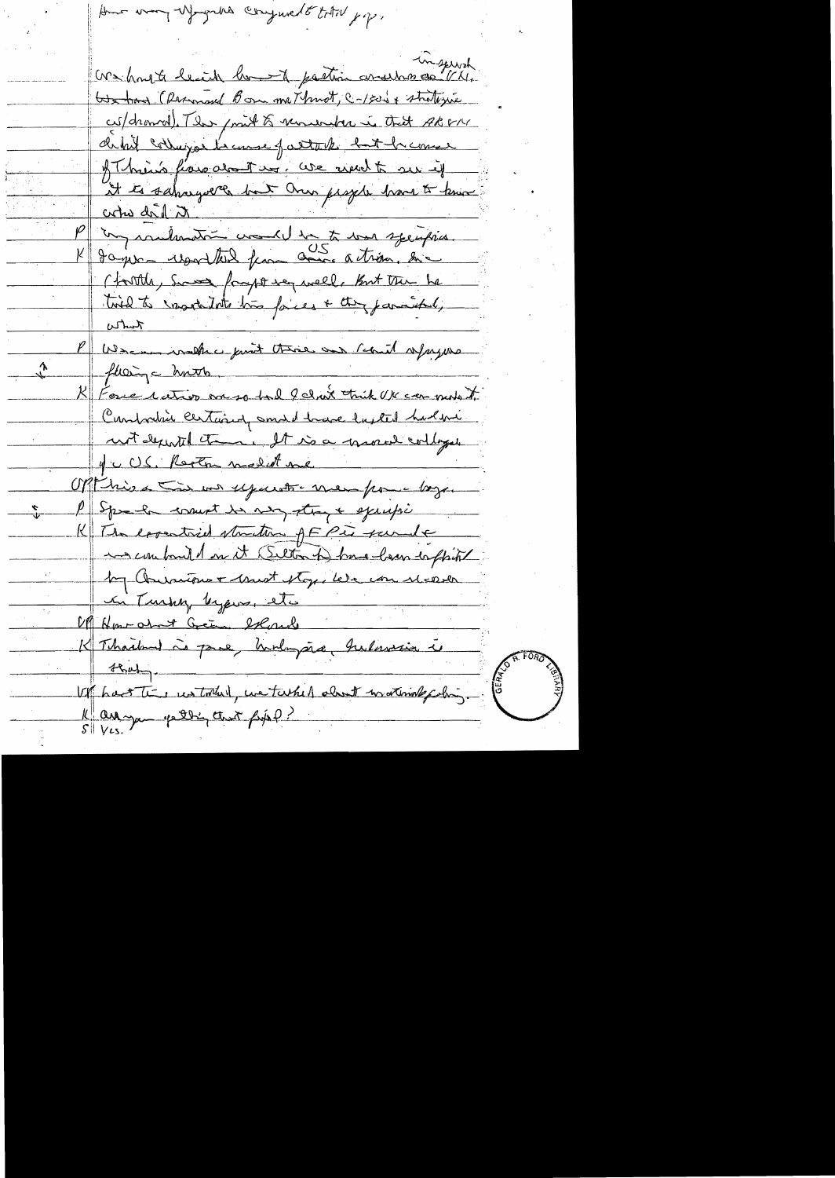How many Yugoslavs compared to total pop.

We have to decide how to position ourselves on VN. in Spanish

Western (Raymond Bon ... C-130s & strategic w/drawal). The point to remember is that ARVN didn't collapse because of attack but because of Thieu's fears about us. We need to see if it is salvageable but our people have to know who did it.

P My inclination would be to be specific.

K Japan worried about US actions. He (Thieu), fought very well, but then he tried to consolidate his forces & they panicked, what

P We can make point there are no refugees fleeing north.

K Force ratios are so bad I don't think VN can make it. Cambodia certainly could have lasted had we not deserted them. It is a moral collapse of the US. Reston nailed me.

UP This is a time we separate men from boys.

P Speech must be very strong & specific.

K The essential structure of Pres. ... we can build on it (Sultan ...) have been inflicted by Communists & must stop. Lets ... Turkey, Cyprus, etc.

UP How about Greece ...

K Thailand is gone, Philippines, Indonesia is shaky.

UP Last time we talked, we talked about nationalizing.

K Are you getting that put?

S Yes.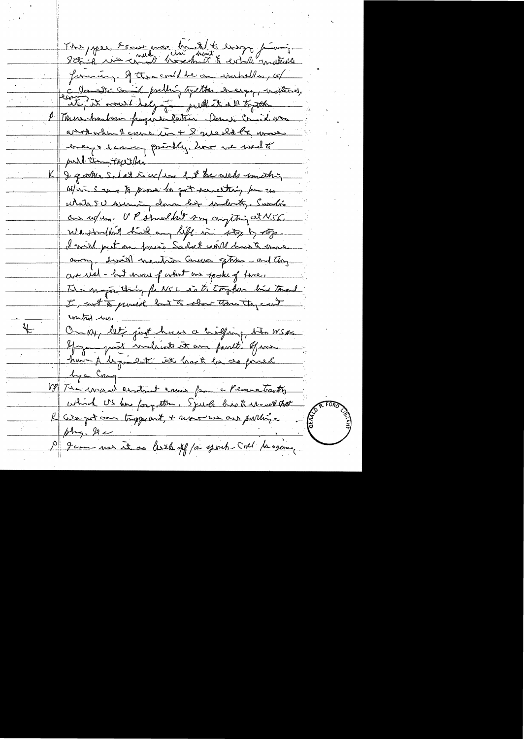This paper I saw was limited to energy financing. I think we need [also must] broaden it to include industrial financing. If there could be an umbrella, w/ a Domestic council pulling together energy, materials, economic, it would help you pull it all together.

P These business financial institutions. Domestic Council was at work when I came in & I would be more energy & economy [?] jointly, how we would pull them together.

K I gather Sadat is w/ us but he wants something w/in 3 mos to prove he got something from us. Whether SU arming down his industry. Saudis are w/ us. V P shouldn't say anything at NSC. We shouldn't hint any life in step by step. I will put on paper Sadat would have to move [?] away. Should mention Geneva options – and they are real – but wary of what we spoke of here. The major thing for NSC is to toughen him toward I, not to punish but to show them they can't control us.

+ On ✓, let's just have a briefing, then WSAG. If you just indicate it are [?] fault. If we have to lay it all out it has to be so forced by a Cong[ress].

VP The moral element came from a Peace treaty which US has forgotten. Should bring to recall that.

K We got our troops out, & now we are pulling a play. It –

P I can use it as back off for a good – Cold [?] for agency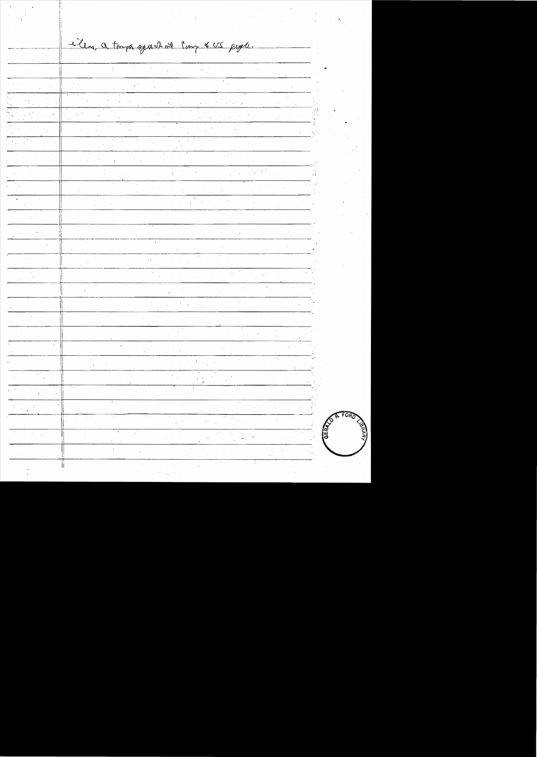i.e., a tough speech at Camp & US people.